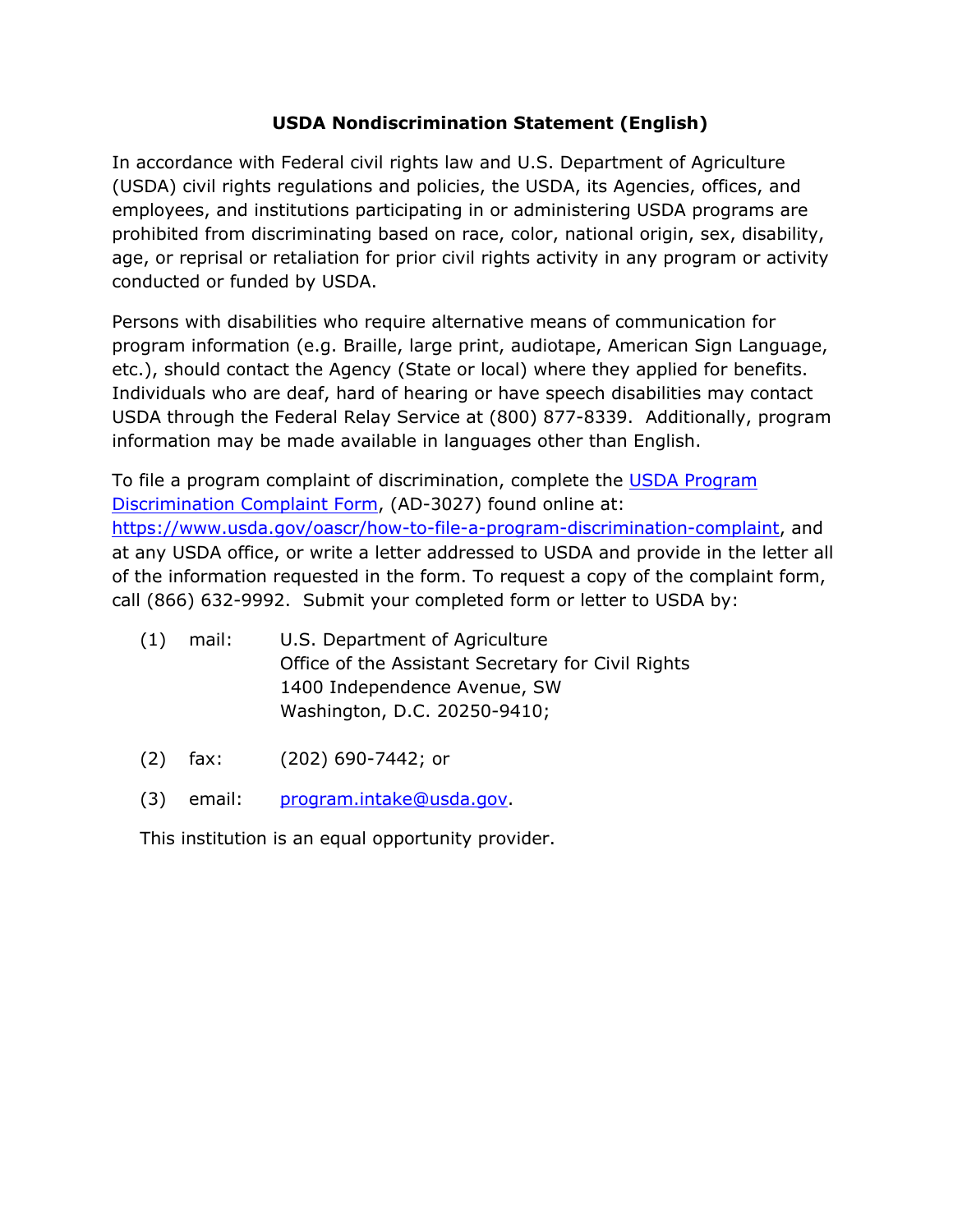## USDA Nondiscrimination Statement (English)

In accordance with Federal civil rights law and U.S. Department of Agriculture (USDA) civil rights regulations and policies, the USDA, its Agencies, offices, and employees, and institutions participating in or administering USDA programs are prohibited from discriminating based on race, color, national origin, sex, disability, age, or reprisal or retaliation for prior civil rights activity in any program or activity conducted or funded by USDA.

Persons with disabilities who require alternative means of communication for program information (e.g. Braille, large print, audiotape, American Sign Language, etc.), should contact the Agency (State or local) where they applied for benefits. Individuals who are deaf, hard of hearing or have speech disabilities may contact USDA through the Federal Relay Service at (800) 877-8339. Additionally, program information may be made available in languages other than English.

To file a program complaint of discrimination, complete the [USDA Program Discrimination Complaint Form](https://www.usda.gov/oascr/how-to-file-a-program-discrimination-complaint), (AD-3027) found online at: https://www.usda.gov/oascr/how-to-file-a-program-discrimination-complaint, and at any USDA office, or write a letter addressed to USDA and provide in the letter all of the information requested in the form. To request a copy of the complaint form, call (866) 632-9992. Submit your completed form or letter to USDA by:

(1) mail: U.S. Department of Agriculture
Office of the Assistant Secretary for Civil Rights
1400 Independence Avenue, SW
Washington, D.C. 20250-9410;

(2) fax: (202) 690-7442; or

(3) email: program.intake@usda.gov.

This institution is an equal opportunity provider.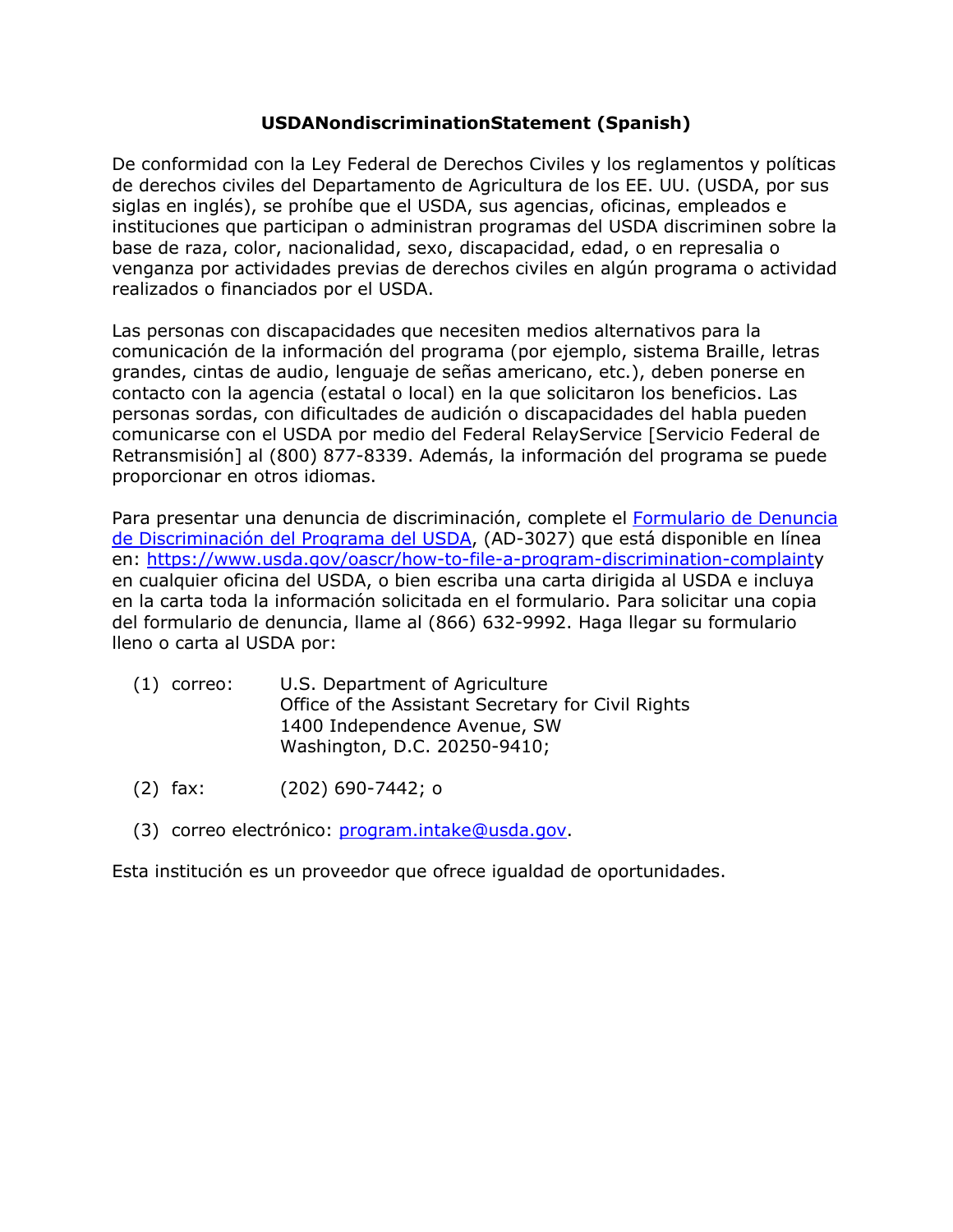## USDANondiscriminationStatement (Spanish)

De conformidad con la Ley Federal de Derechos Civiles y los reglamentos y políticas de derechos civiles del Departamento de Agricultura de los EE. UU. (USDA, por sus siglas en inglés), se prohíbe que el USDA, sus agencias, oficinas, empleados e instituciones que participan o administran programas del USDA discriminen sobre la base de raza, color, nacionalidad, sexo, discapacidad, edad, o en represalia o venganza por actividades previas de derechos civiles en algún programa o actividad realizados o financiados por el USDA.

Las personas con discapacidades que necesiten medios alternativos para la comunicación de la información del programa (por ejemplo, sistema Braille, letras grandes, cintas de audio, lenguaje de señas americano, etc.), deben ponerse en contacto con la agencia (estatal o local) en la que solicitaron los beneficios. Las personas sordas, con dificultades de audición o discapacidades del habla pueden comunicarse con el USDA por medio del Federal RelayService [Servicio Federal de Retransmisión] al (800) 877-8339. Además, la información del programa se puede proporcionar en otros idiomas.

Para presentar una denuncia de discriminación, complete el [Formulario de Denuncia de Discriminación del Programa del USDA](https://www.usda.gov/oascr/how-to-file-a-program-discrimination-complaint), (AD-3027) que está disponible en línea en: https://www.usda.gov/oascr/how-to-file-a-program-discrimination-complainty en cualquier oficina del USDA, o bien escriba una carta dirigida al USDA e incluya en la carta toda la información solicitada en el formulario. Para solicitar una copia del formulario de denuncia, llame al (866) 632-9992. Haga llegar su formulario lleno o carta al USDA por:

(1) correo: U.S. Department of Agriculture
Office of the Assistant Secretary for Civil Rights
1400 Independence Avenue, SW
Washington, D.C. 20250-9410;

(2) fax: (202) 690-7442; o

(3) correo electrónico: program.intake@usda.gov.

Esta institución es un proveedor que ofrece igualdad de oportunidades.